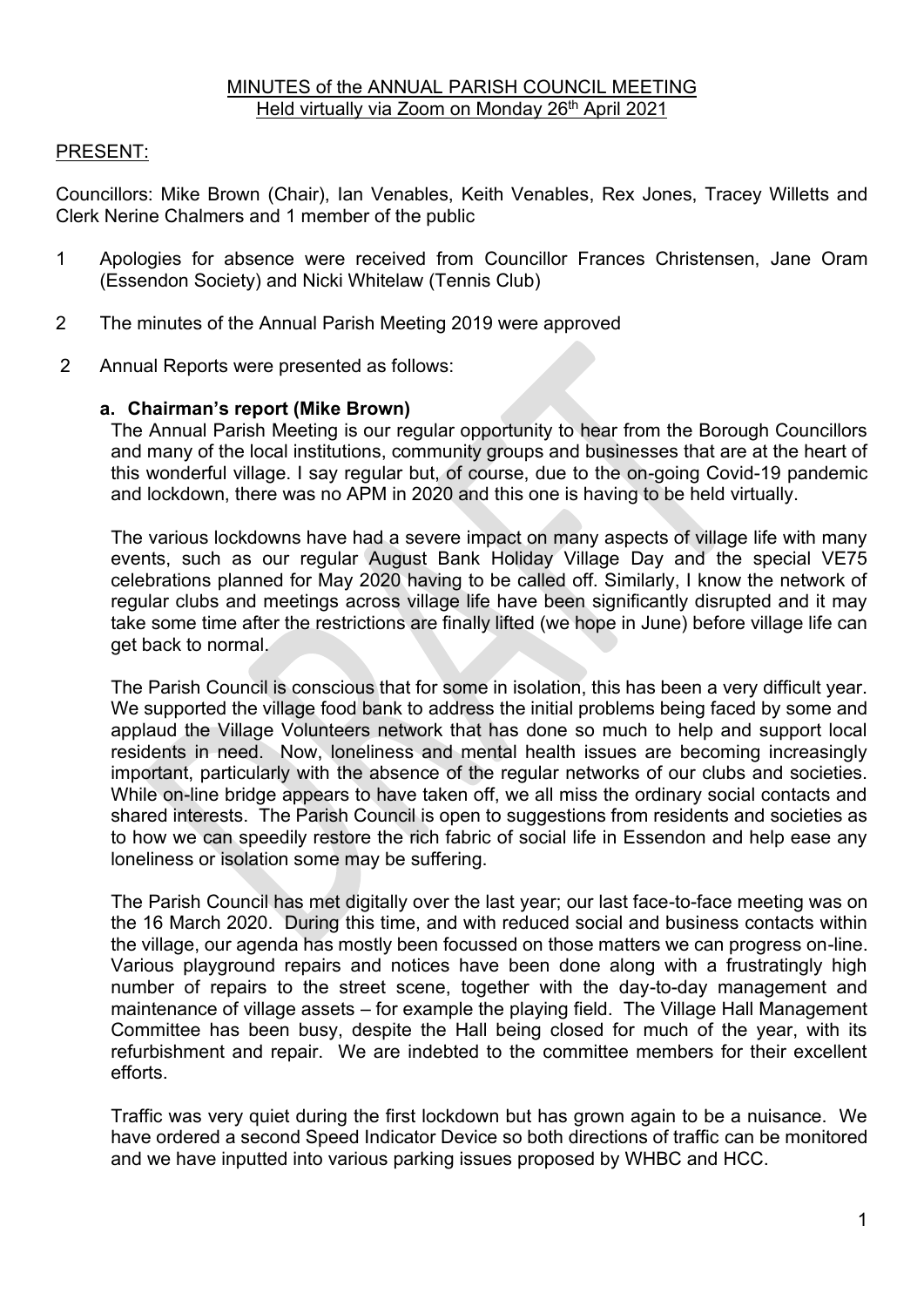MINUTES of the ANNUAL PARISH COUNCIL MEETING
Held virtually via Zoom on Monday 26th April 2021

PRESENT:

Councillors: Mike Brown (Chair), Ian Venables, Keith Venables, Rex Jones, Tracey Willetts and Clerk Nerine Chalmers and 1 member of the public

1 Apologies for absence were received from Councillor Frances Christensen, Jane Oram (Essendon Society) and Nicki Whitelaw (Tennis Club)

2 The minutes of the Annual Parish Meeting 2019 were approved

2 Annual Reports were presented as follows:

**a. Chairman's report (Mike Brown)**

The Annual Parish Meeting is our regular opportunity to hear from the Borough Councillors and many of the local institutions, community groups and businesses that are at the heart of this wonderful village. I say regular but, of course, due to the on-going Covid-19 pandemic and lockdown, there was no APM in 2020 and this one is having to be held virtually.

The various lockdowns have had a severe impact on many aspects of village life with many events, such as our regular August Bank Holiday Village Day and the special VE75 celebrations planned for May 2020 having to be called off. Similarly, I know the network of regular clubs and meetings across village life have been significantly disrupted and it may take some time after the restrictions are finally lifted (we hope in June) before village life can get back to normal.

The Parish Council is conscious that for some in isolation, this has been a very difficult year. We supported the village food bank to address the initial problems being faced by some and applaud the Village Volunteers network that has done so much to help and support local residents in need. Now, loneliness and mental health issues are becoming increasingly important, particularly with the absence of the regular networks of our clubs and societies. While on-line bridge appears to have taken off, we all miss the ordinary social contacts and shared interests. The Parish Council is open to suggestions from residents and societies as to how we can speedily restore the rich fabric of social life in Essendon and help ease any loneliness or isolation some may be suffering.

The Parish Council has met digitally over the last year; our last face-to-face meeting was on the 16 March 2020. During this time, and with reduced social and business contacts within the village, our agenda has mostly been focussed on those matters we can progress on-line. Various playground repairs and notices have been done along with a frustratingly high number of repairs to the street scene, together with the day-to-day management and maintenance of village assets – for example the playing field. The Village Hall Management Committee has been busy, despite the Hall being closed for much of the year, with its refurbishment and repair. We are indebted to the committee members for their excellent efforts.

Traffic was very quiet during the first lockdown but has grown again to be a nuisance. We have ordered a second Speed Indicator Device so both directions of traffic can be monitored and we have inputted into various parking issues proposed by WHBC and HCC.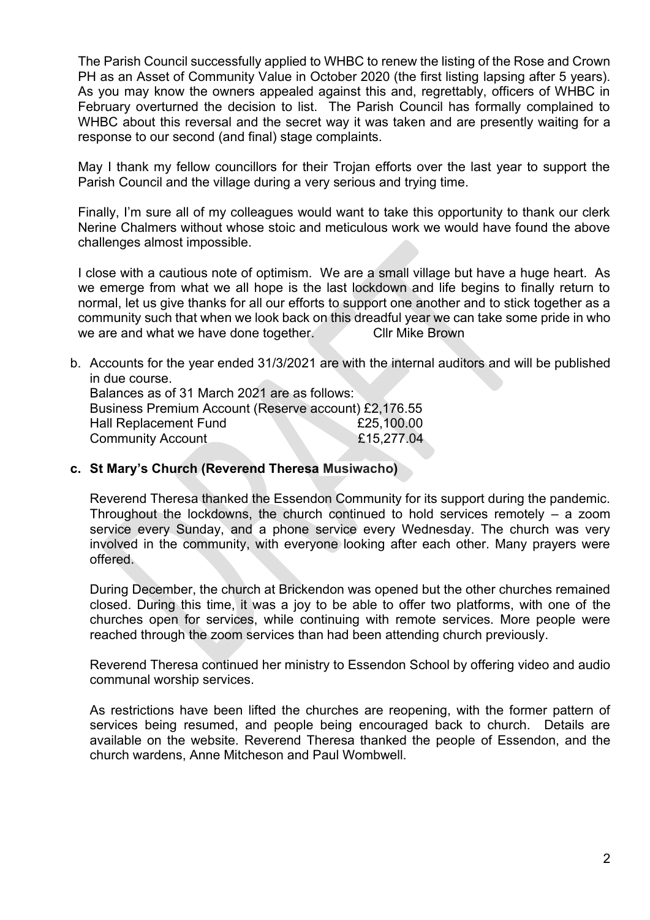The Parish Council successfully applied to WHBC to renew the listing of the Rose and Crown PH as an Asset of Community Value in October 2020 (the first listing lapsing after 5 years). As you may know the owners appealed against this and, regrettably, officers of WHBC in February overturned the decision to list. The Parish Council has formally complained to WHBC about this reversal and the secret way it was taken and are presently waiting for a response to our second (and final) stage complaints.

May I thank my fellow councillors for their Trojan efforts over the last year to support the Parish Council and the village during a very serious and trying time.

Finally, I'm sure all of my colleagues would want to take this opportunity to thank our clerk Nerine Chalmers without whose stoic and meticulous work we would have found the above challenges almost impossible.

I close with a cautious note of optimism. We are a small village but have a huge heart. As we emerge from what we all hope is the last lockdown and life begins to finally return to normal, let us give thanks for all our efforts to support one another and to stick together as a community such that when we look back on this dreadful year we can take some pride in who we are and what we have done together. Cllr Mike Brown

b. Accounts for the year ended 31/3/2021 are with the internal auditors and will be published in due course.

Balances as of 31 March 2021 are as follows:

| | |
|---|---|
| Business Premium Account (Reserve account) | £2,176.55 |
| Hall Replacement Fund | £25,100.00 |
| Community Account | £15,277.04 |

**c. St Mary's Church (Reverend Theresa Musiwacho)**

Reverend Theresa thanked the Essendon Community for its support during the pandemic. Throughout the lockdowns, the church continued to hold services remotely – a zoom service every Sunday, and a phone service every Wednesday. The church was very involved in the community, with everyone looking after each other. Many prayers were offered.

During December, the church at Brickendon was opened but the other churches remained closed. During this time, it was a joy to be able to offer two platforms, with one of the churches open for services, while continuing with remote services. More people were reached through the zoom services than had been attending church previously.

Reverend Theresa continued her ministry to Essendon School by offering video and audio communal worship services.

As restrictions have been lifted the churches are reopening, with the former pattern of services being resumed, and people being encouraged back to church. Details are available on the website. Reverend Theresa thanked the people of Essendon, and the church wardens, Anne Mitcheson and Paul Wombwell.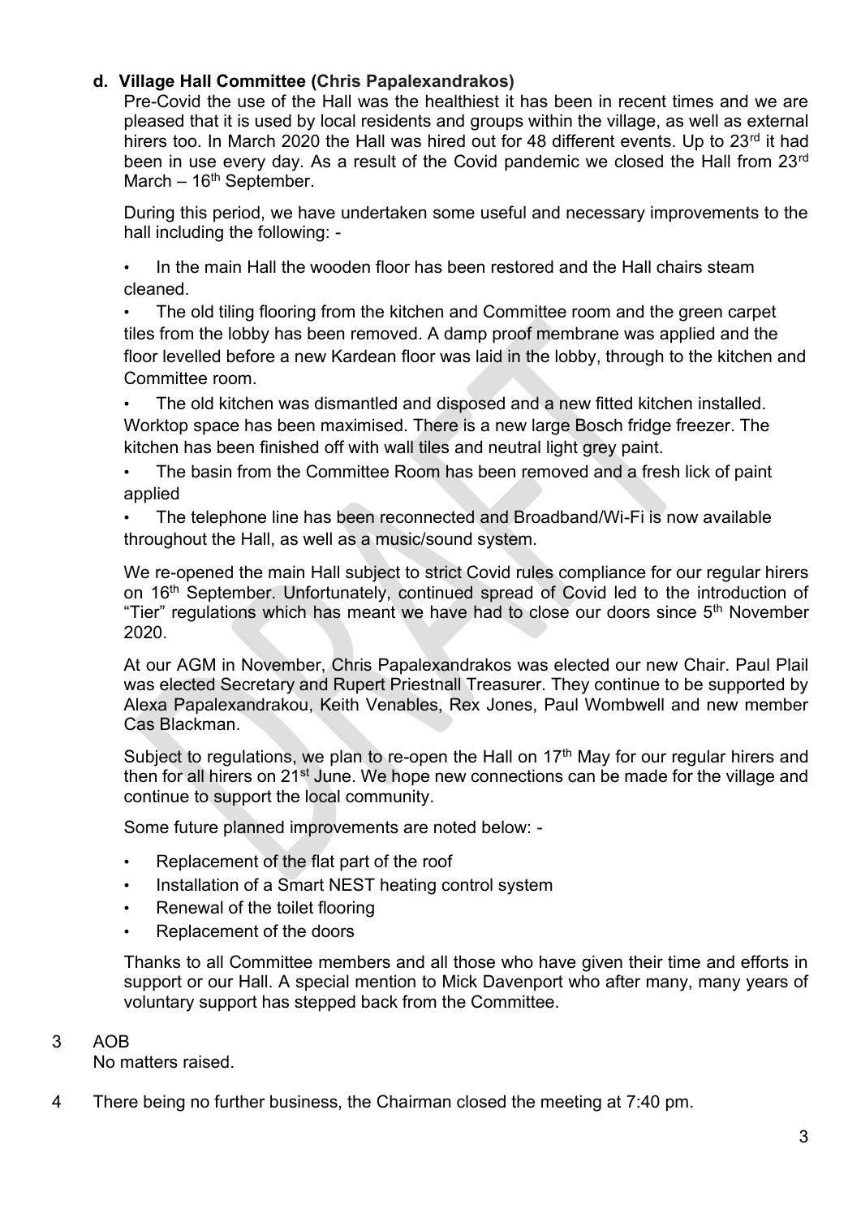### d. Village Hall Committee (Chris Papalexandrakos)

Pre-Covid the use of the Hall was the healthiest it has been in recent times and we are pleased that it is used by local residents and groups within the village, as well as external hirers too. In March 2020 the Hall was hired out for 48 different events. Up to 23rd it had been in use every day. As a result of the Covid pandemic we closed the Hall from 23rd March – 16th September.

During this period, we have undertaken some useful and necessary improvements to the hall including the following: -

- In the main Hall the wooden floor has been restored and the Hall chairs steam cleaned.
- The old tiling flooring from the kitchen and Committee room and the green carpet tiles from the lobby has been removed. A damp proof membrane was applied and the floor levelled before a new Kardean floor was laid in the lobby, through to the kitchen and Committee room.
- The old kitchen was dismantled and disposed and a new fitted kitchen installed. Worktop space has been maximised. There is a new large Bosch fridge freezer. The kitchen has been finished off with wall tiles and neutral light grey paint.
- The basin from the Committee Room has been removed and a fresh lick of paint applied
- The telephone line has been reconnected and Broadband/Wi-Fi is now available throughout the Hall, as well as a music/sound system.

We re-opened the main Hall subject to strict Covid rules compliance for our regular hirers on 16th September. Unfortunately, continued spread of Covid led to the introduction of "Tier" regulations which has meant we have had to close our doors since 5th November 2020.

At our AGM in November, Chris Papalexandrakos was elected our new Chair. Paul Plail was elected Secretary and Rupert Priestnall Treasurer. They continue to be supported by Alexa Papalexandrakou, Keith Venables, Rex Jones, Paul Wombwell and new member Cas Blackman.

Subject to regulations, we plan to re-open the Hall on 17th May for our regular hirers and then for all hirers on 21st June. We hope new connections can be made for the village and continue to support the local community.

Some future planned improvements are noted below: -

- Replacement of the flat part of the roof
- Installation of a Smart NEST heating control system
- Renewal of the toilet flooring
- Replacement of the doors

Thanks to all Committee members and all those who have given their time and efforts in support or our Hall. A special mention to Mick Davenport who after many, many years of voluntary support has stepped back from the Committee.

3 AOB

No matters raised.

4 There being no further business, the Chairman closed the meeting at 7:40 pm.